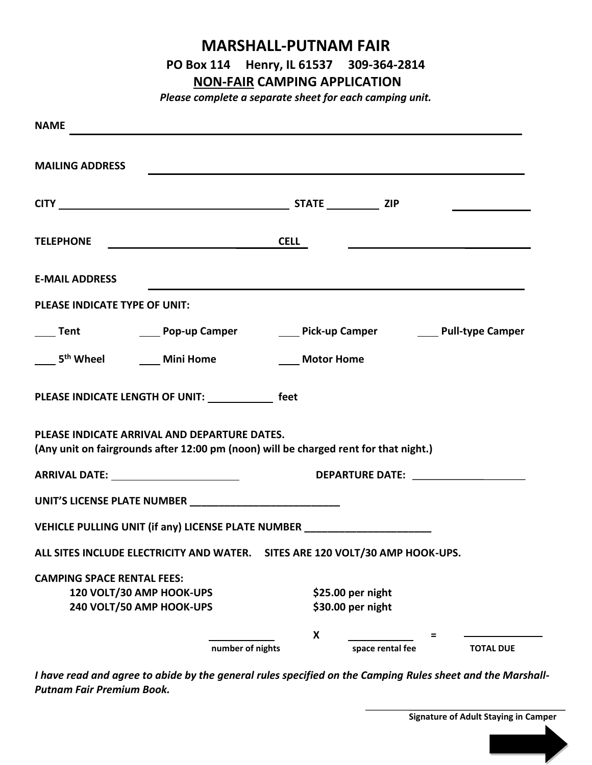# MARSHALL-PUTNAM FAIR

**PO Box 114  Henry, IL 61537  309-364-2814**

## NON-FAIR CAMPING APPLICATION

*Please complete a separate sheet for each camping unit.*

**NAME** ______________________________________________

**MAILING ADDRESS** ______________________________________________

**CITY** ______________________ **STATE** __________ **ZIP** __________

**TELEPHONE** ______________________ **CELL** ______________________

**E-MAIL ADDRESS** ______________________________________________

**PLEASE INDICATE TYPE OF UNIT:**

____ **Tent**  ____ **Pop-up Camper**  ____ **Pick-up Camper**  ____ **Pull-type Camper**

____ **5th Wheel**  ____ **Mini Home**  ____ **Motor Home**

**PLEASE INDICATE LENGTH OF UNIT:** ___________ **feet**

**PLEASE INDICATE ARRIVAL AND DEPARTURE DATES.**
**(Any unit on fairgrounds after 12:00 pm (noon) will be charged rent for that night.)**

**ARRIVAL DATE:** ______________________  **DEPARTURE DATE:** ______________________

**UNIT'S LICENSE PLATE NUMBER** __________________________

**VEHICLE PULLING UNIT (if any) LICENSE PLATE NUMBER** ______________________

**ALL SITES INCLUDE ELECTRICITY AND WATER.  SITES ARE 120 VOLT/30 AMP HOOK-UPS.**

**CAMPING SPACE RENTAL FEES:**

**120 VOLT/30 AMP HOOK-UPS**  **$25.00 per night**
**240 VOLT/50 AMP HOOK-UPS**  **$30.00 per night**

___________ **X** ___________ **=** ___________
**number of nights**  **space rental fee**  **TOTAL DUE**

***I have read and agree to abide by the general rules specified on the Camping Rules sheet and the Marshall-Putnam Fair Premium Book.***

______________________________
**Signature of Adult Staying in Camper**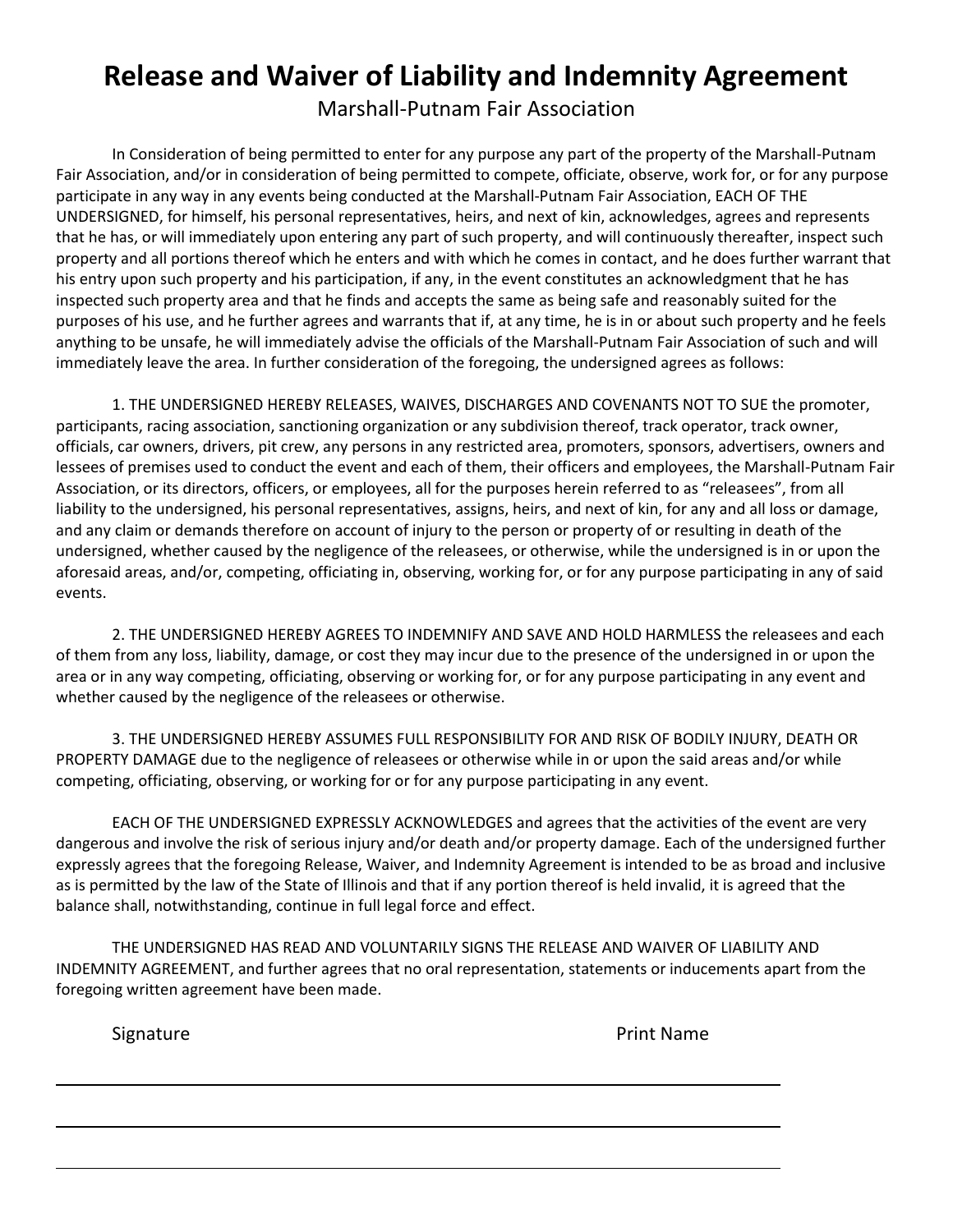# Release and Waiver of Liability and Indemnity Agreement

Marshall-Putnam Fair Association

In Consideration of being permitted to enter for any purpose any part of the property of the Marshall-Putnam Fair Association, and/or in consideration of being permitted to compete, officiate, observe, work for, or for any purpose participate in any way in any events being conducted at the Marshall-Putnam Fair Association, EACH OF THE UNDERSIGNED, for himself, his personal representatives, heirs, and next of kin, acknowledges, agrees and represents that he has, or will immediately upon entering any part of such property, and will continuously thereafter, inspect such property and all portions thereof which he enters and with which he comes in contact, and he does further warrant that his entry upon such property and his participation, if any, in the event constitutes an acknowledgment that he has inspected such property area and that he finds and accepts the same as being safe and reasonably suited for the purposes of his use, and he further agrees and warrants that if, at any time, he is in or about such property and he feels anything to be unsafe, he will immediately advise the officials of the Marshall-Putnam Fair Association of such and will immediately leave the area. In further consideration of the foregoing, the undersigned agrees as follows:

1. THE UNDERSIGNED HEREBY RELEASES, WAIVES, DISCHARGES AND COVENANTS NOT TO SUE the promoter, participants, racing association, sanctioning organization or any subdivision thereof, track operator, track owner, officials, car owners, drivers, pit crew, any persons in any restricted area, promoters, sponsors, advertisers, owners and lessees of premises used to conduct the event and each of them, their officers and employees, the Marshall-Putnam Fair Association, or its directors, officers, or employees, all for the purposes herein referred to as "releasees", from all liability to the undersigned, his personal representatives, assigns, heirs, and next of kin, for any and all loss or damage, and any claim or demands therefore on account of injury to the person or property of or resulting in death of the undersigned, whether caused by the negligence of the releasees, or otherwise, while the undersigned is in or upon the aforesaid areas, and/or, competing, officiating in, observing, working for, or for any purpose participating in any of said events.

2. THE UNDERSIGNED HEREBY AGREES TO INDEMNIFY AND SAVE AND HOLD HARMLESS the releasees and each of them from any loss, liability, damage, or cost they may incur due to the presence of the undersigned in or upon the area or in any way competing, officiating, observing or working for, or for any purpose participating in any event and whether caused by the negligence of the releasees or otherwise.

3. THE UNDERSIGNED HEREBY ASSUMES FULL RESPONSIBILITY FOR AND RISK OF BODILY INJURY, DEATH OR PROPERTY DAMAGE due to the negligence of releasees or otherwise while in or upon the said areas and/or while competing, officiating, observing, or working for or for any purpose participating in any event.

EACH OF THE UNDERSIGNED EXPRESSLY ACKNOWLEDGES and agrees that the activities of the event are very dangerous and involve the risk of serious injury and/or death and/or property damage. Each of the undersigned further expressly agrees that the foregoing Release, Waiver, and Indemnity Agreement is intended to be as broad and inclusive as is permitted by the law of the State of Illinois and that if any portion thereof is held invalid, it is agreed that the balance shall, notwithstanding, continue in full legal force and effect.

THE UNDERSIGNED HAS READ AND VOLUNTARILY SIGNS THE RELEASE AND WAIVER OF LIABILITY AND INDEMNITY AGREEMENT, and further agrees that no oral representation, statements or inducements apart from the foregoing written agreement have been made.

| Signature | Print Name |
| --- | --- |
| | |
| | |
| | |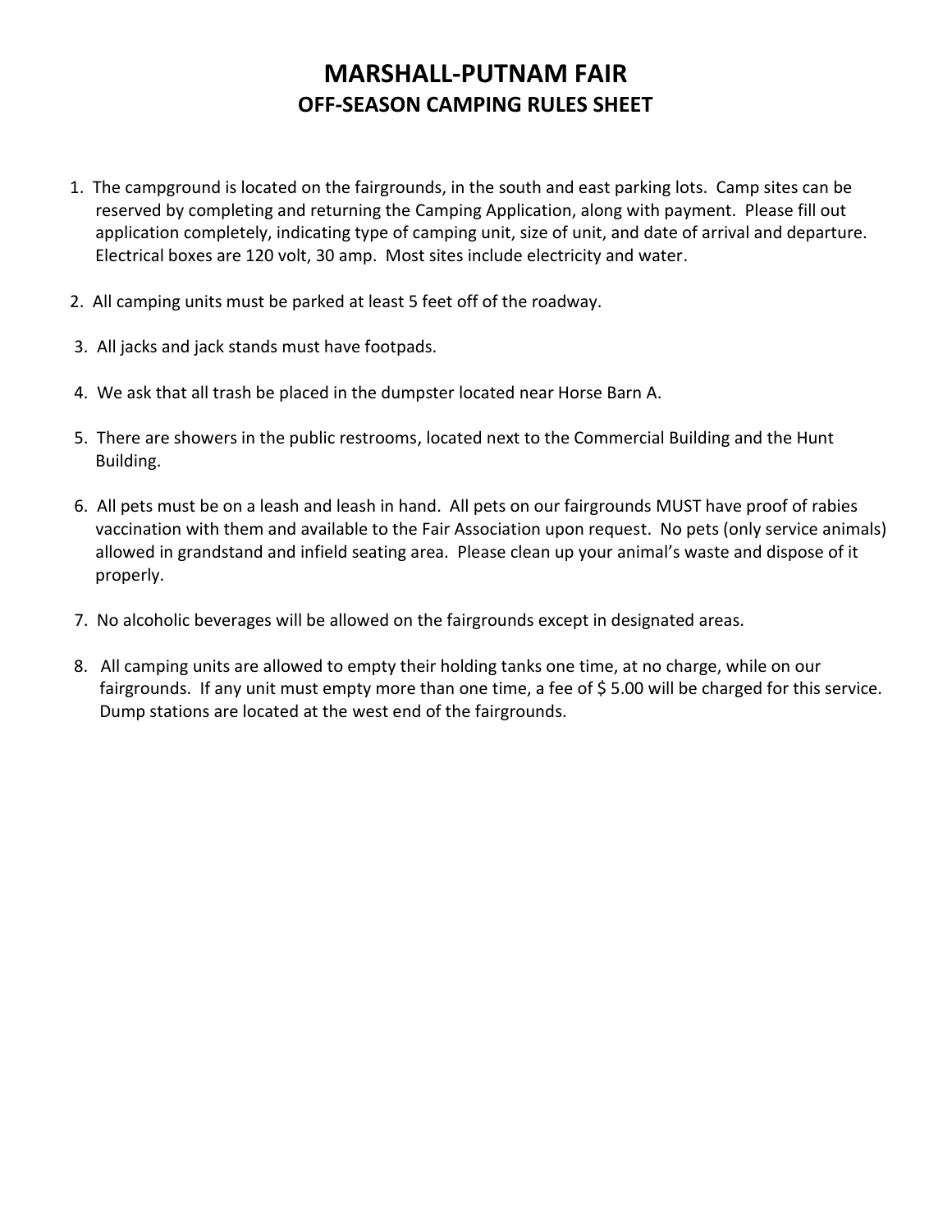# MARSHALL-PUTNAM FAIR

## OFF-SEASON CAMPING RULES SHEET

1. The campground is located on the fairgrounds, in the south and east parking lots. Camp sites can be reserved by completing and returning the Camping Application, along with payment. Please fill out application completely, indicating type of camping unit, size of unit, and date of arrival and departure. Electrical boxes are 120 volt, 30 amp. Most sites include electricity and water.

2. All camping units must be parked at least 5 feet off of the roadway.

3. All jacks and jack stands must have footpads.

4. We ask that all trash be placed in the dumpster located near Horse Barn A.

5. There are showers in the public restrooms, located next to the Commercial Building and the Hunt Building.

6. All pets must be on a leash and leash in hand. All pets on our fairgrounds MUST have proof of rabies vaccination with them and available to the Fair Association upon request. No pets (only service animals) allowed in grandstand and infield seating area. Please clean up your animal's waste and dispose of it properly.

7. No alcoholic beverages will be allowed on the fairgrounds except in designated areas.

8. All camping units are allowed to empty their holding tanks one time, at no charge, while on our fairgrounds. If any unit must empty more than one time, a fee of $ 5.00 will be charged for this service. Dump stations are located at the west end of the fairgrounds.